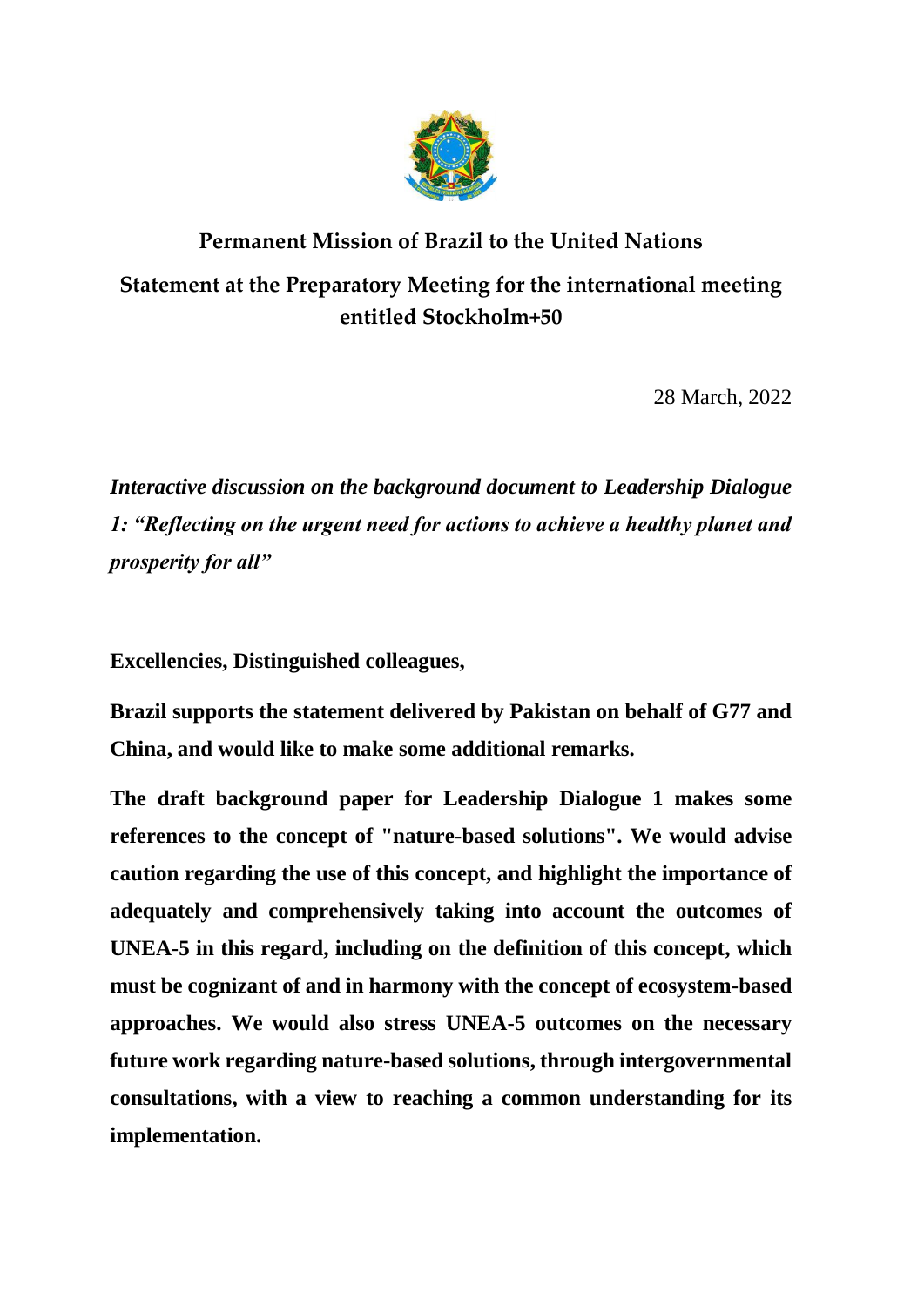# Permanent Mission of Brazil to the United Nations

## Statement at the Preparatory Meeting for the international meeting entitled Stockholm+50

28 March, 2022

***Interactive discussion on the background document to Leadership Dialogue 1: "Reflecting on the urgent need for actions to achieve a healthy planet and prosperity for all"***

**Excellencies, Distinguished colleagues,**

**Brazil supports the statement delivered by Pakistan on behalf of G77 and China, and would like to make some additional remarks.**

**The draft background paper for Leadership Dialogue 1 makes some references to the concept of "nature-based solutions". We would advise caution regarding the use of this concept, and highlight the importance of adequately and comprehensively taking into account the outcomes of UNEA-5 in this regard, including on the definition of this concept, which must be cognizant of and in harmony with the concept of ecosystem-based approaches. We would also stress UNEA-5 outcomes on the necessary future work regarding nature-based solutions, through intergovernmental consultations, with a view to reaching a common understanding for its implementation.**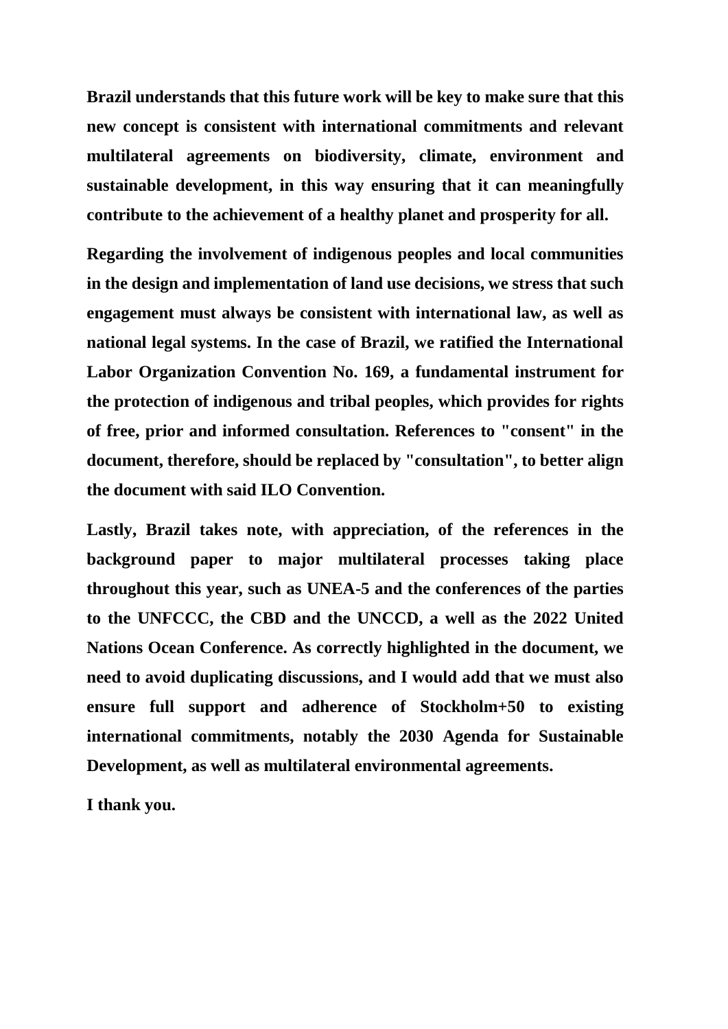**Brazil understands that this future work will be key to make sure that this new concept is consistent with international commitments and relevant multilateral agreements on biodiversity, climate, environment and sustainable development, in this way ensuring that it can meaningfully contribute to the achievement of a healthy planet and prosperity for all.**

**Regarding the involvement of indigenous peoples and local communities in the design and implementation of land use decisions, we stress that such engagement must always be consistent with international law, as well as national legal systems. In the case of Brazil, we ratified the International Labor Organization Convention No. 169, a fundamental instrument for the protection of indigenous and tribal peoples, which provides for rights of free, prior and informed consultation. References to "consent" in the document, therefore, should be replaced by "consultation", to better align the document with said ILO Convention.**

**Lastly, Brazil takes note, with appreciation, of the references in the background paper to major multilateral processes taking place throughout this year, such as UNEA-5 and the conferences of the parties to the UNFCCC, the CBD and the UNCCD, a well as the 2022 United Nations Ocean Conference. As correctly highlighted in the document, we need to avoid duplicating discussions, and I would add that we must also ensure full support and adherence of Stockholm+50 to existing international commitments, notably the 2030 Agenda for Sustainable Development, as well as multilateral environmental agreements.**

**I thank you.**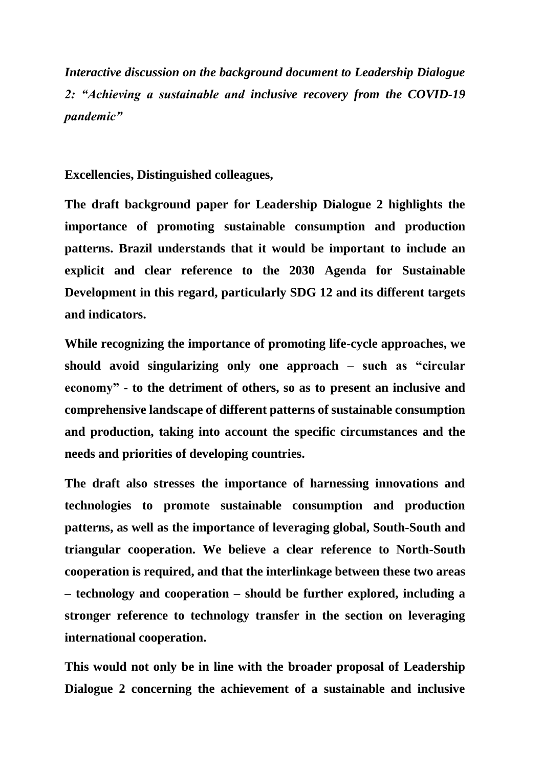*Interactive discussion on the background document to Leadership Dialogue 2: "Achieving a sustainable and inclusive recovery from the COVID-19 pandemic"*

**Excellencies, Distinguished colleagues,**

**The draft background paper for Leadership Dialogue 2 highlights the importance of promoting sustainable consumption and production patterns. Brazil understands that it would be important to include an explicit and clear reference to the 2030 Agenda for Sustainable Development in this regard, particularly SDG 12 and its different targets and indicators.**

**While recognizing the importance of promoting life-cycle approaches, we should avoid singularizing only one approach – such as "circular economy" - to the detriment of others, so as to present an inclusive and comprehensive landscape of different patterns of sustainable consumption and production, taking into account the specific circumstances and the needs and priorities of developing countries.**

**The draft also stresses the importance of harnessing innovations and technologies to promote sustainable consumption and production patterns, as well as the importance of leveraging global, South-South and triangular cooperation. We believe a clear reference to North-South cooperation is required, and that the interlinkage between these two areas – technology and cooperation – should be further explored, including a stronger reference to technology transfer in the section on leveraging international cooperation.**

**This would not only be in line with the broader proposal of Leadership Dialogue 2 concerning the achievement of a sustainable and inclusive**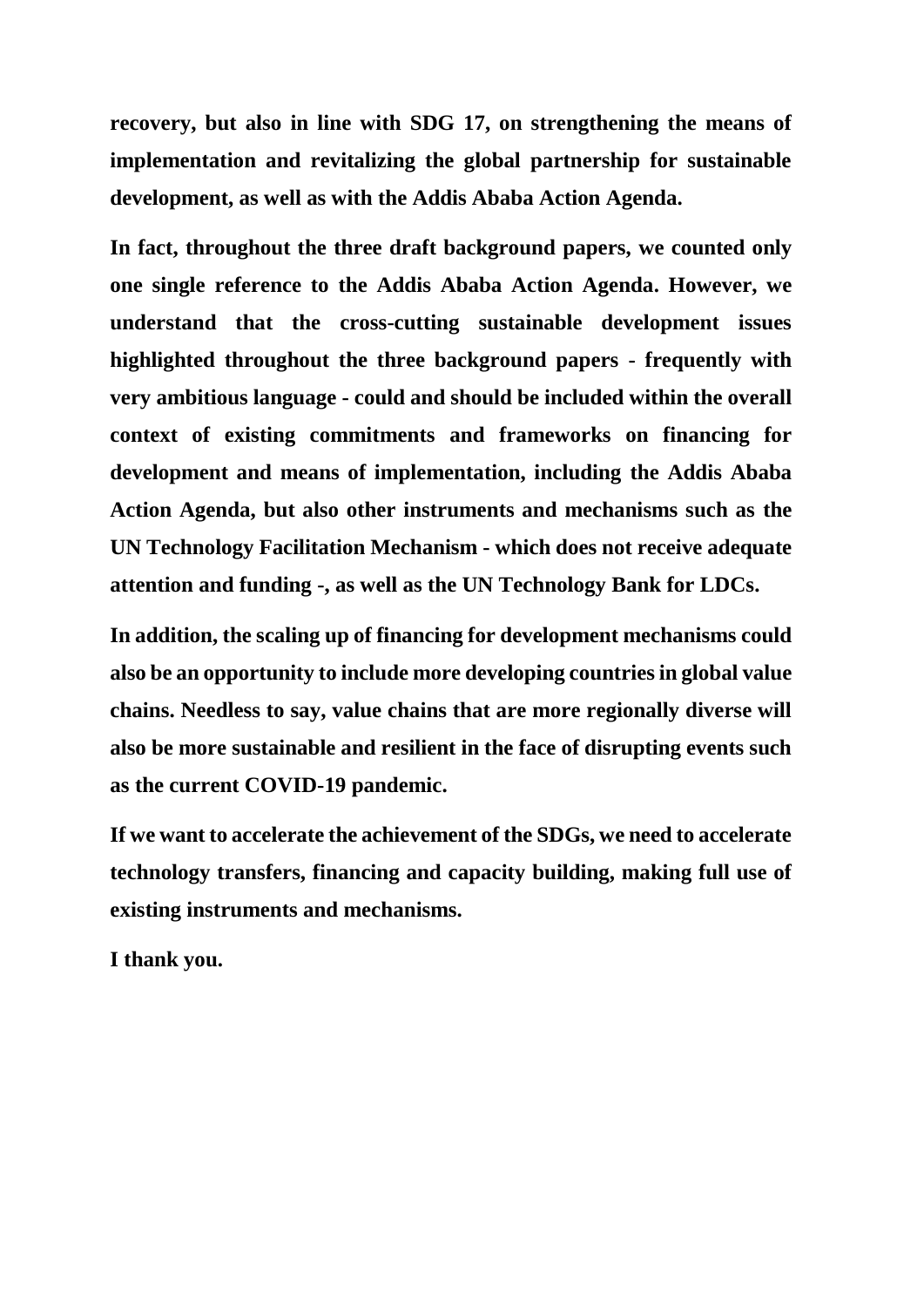**recovery, but also in line with SDG 17, on strengthening the means of implementation and revitalizing the global partnership for sustainable development, as well as with the Addis Ababa Action Agenda.**

**In fact, throughout the three draft background papers, we counted only one single reference to the Addis Ababa Action Agenda. However, we understand that the cross-cutting sustainable development issues highlighted throughout the three background papers - frequently with very ambitious language - could and should be included within the overall context of existing commitments and frameworks on financing for development and means of implementation, including the Addis Ababa Action Agenda, but also other instruments and mechanisms such as the UN Technology Facilitation Mechanism - which does not receive adequate attention and funding -, as well as the UN Technology Bank for LDCs.**

**In addition, the scaling up of financing for development mechanisms could also be an opportunity to include more developing countries in global value chains. Needless to say, value chains that are more regionally diverse will also be more sustainable and resilient in the face of disrupting events such as the current COVID-19 pandemic.**

**If we want to accelerate the achievement of the SDGs, we need to accelerate technology transfers, financing and capacity building, making full use of existing instruments and mechanisms.**

**I thank you.**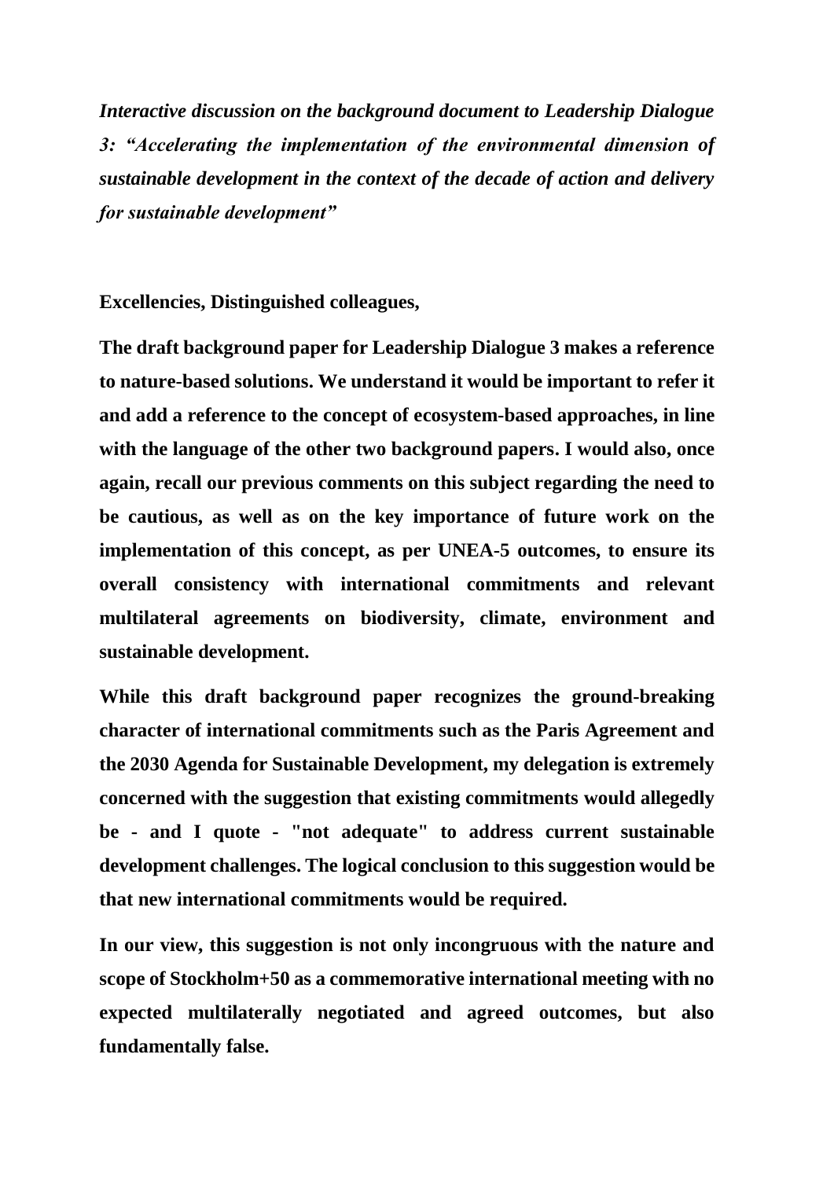***Interactive discussion on the background document to Leadership Dialogue 3: "Accelerating the implementation of the environmental dimension of sustainable development in the context of the decade of action and delivery for sustainable development"***

**Excellencies, Distinguished colleagues,**

**The draft background paper for Leadership Dialogue 3 makes a reference to nature-based solutions. We understand it would be important to refer it and add a reference to the concept of ecosystem-based approaches, in line with the language of the other two background papers. I would also, once again, recall our previous comments on this subject regarding the need to be cautious, as well as on the key importance of future work on the implementation of this concept, as per UNEA-5 outcomes, to ensure its overall consistency with international commitments and relevant multilateral agreements on biodiversity, climate, environment and sustainable development.**

**While this draft background paper recognizes the ground-breaking character of international commitments such as the Paris Agreement and the 2030 Agenda for Sustainable Development, my delegation is extremely concerned with the suggestion that existing commitments would allegedly be - and I quote - "not adequate" to address current sustainable development challenges. The logical conclusion to this suggestion would be that new international commitments would be required.**

**In our view, this suggestion is not only incongruous with the nature and scope of Stockholm+50 as a commemorative international meeting with no expected multilaterally negotiated and agreed outcomes, but also fundamentally false.**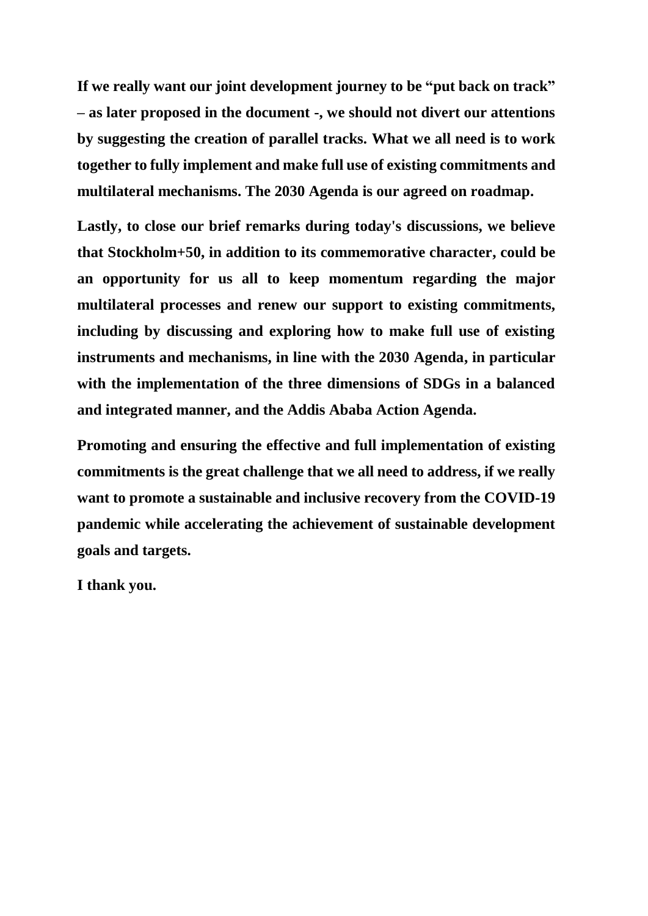**If we really want our joint development journey to be "put back on track" – as later proposed in the document -, we should not divert our attentions by suggesting the creation of parallel tracks. What we all need is to work together to fully implement and make full use of existing commitments and multilateral mechanisms. The 2030 Agenda is our agreed on roadmap.**

**Lastly, to close our brief remarks during today's discussions, we believe that Stockholm+50, in addition to its commemorative character, could be an opportunity for us all to keep momentum regarding the major multilateral processes and renew our support to existing commitments, including by discussing and exploring how to make full use of existing instruments and mechanisms, in line with the 2030 Agenda, in particular with the implementation of the three dimensions of SDGs in a balanced and integrated manner, and the Addis Ababa Action Agenda.**

**Promoting and ensuring the effective and full implementation of existing commitments is the great challenge that we all need to address, if we really want to promote a sustainable and inclusive recovery from the COVID-19 pandemic while accelerating the achievement of sustainable development goals and targets.**

**I thank you.**